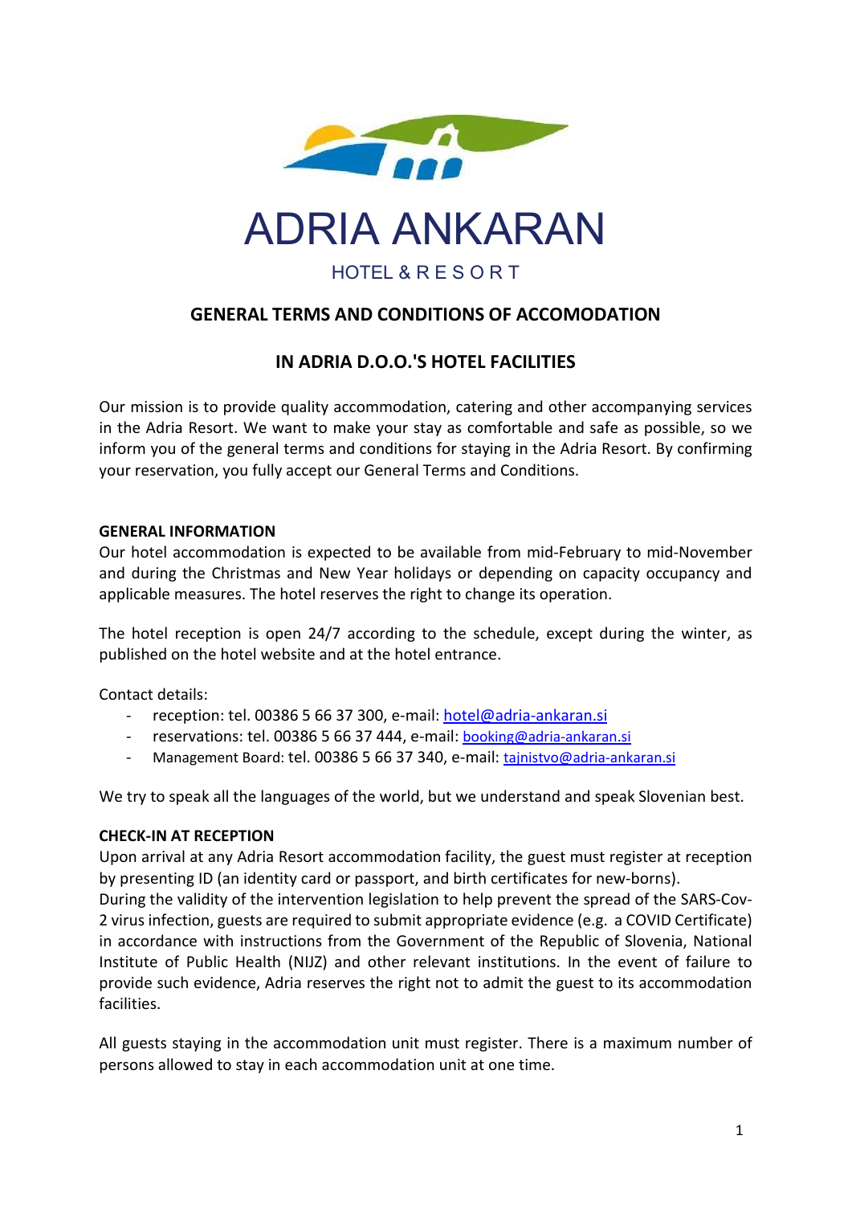# ADRIA ANKARAN

HOTEL & R E S O R T

## GENERAL TERMS AND CONDITIONS OF ACCOMODATION

## IN ADRIA D.O.O.'S HOTEL FACILITIES

Our mission is to provide quality accommodation, catering and other accompanying services in the Adria Resort. We want to make your stay as comfortable and safe as possible, so we inform you of the general terms and conditions for staying in the Adria Resort. By confirming your reservation, you fully accept our General Terms and Conditions.

### GENERAL INFORMATION

Our hotel accommodation is expected to be available from mid-February to mid-November and during the Christmas and New Year holidays or depending on capacity occupancy and applicable measures. The hotel reserves the right to change its operation.

The hotel reception is open 24/7 according to the schedule, except during the winter, as published on the hotel website and at the hotel entrance.

Contact details:

- reception: tel. 00386 5 66 37 300, e-mail: hotel@adria-ankaran.si
- reservations: tel. 00386 5 66 37 444, e-mail: booking@adria-ankaran.si
- Management Board: tel. 00386 5 66 37 340, e-mail: tajnistvo@adria-ankaran.si

We try to speak all the languages of the world, but we understand and speak Slovenian best.

### CHECK-IN AT RECEPTION

Upon arrival at any Adria Resort accommodation facility, the guest must register at reception by presenting ID (an identity card or passport, and birth certificates for new-borns).
During the validity of the intervention legislation to help prevent the spread of the SARS-Cov-2 virus infection, guests are required to submit appropriate evidence (e.g. a COVID Certificate) in accordance with instructions from the Government of the Republic of Slovenia, National Institute of Public Health (NIJZ) and other relevant institutions. In the event of failure to provide such evidence, Adria reserves the right not to admit the guest to its accommodation facilities.

All guests staying in the accommodation unit must register. There is a maximum number of persons allowed to stay in each accommodation unit at one time.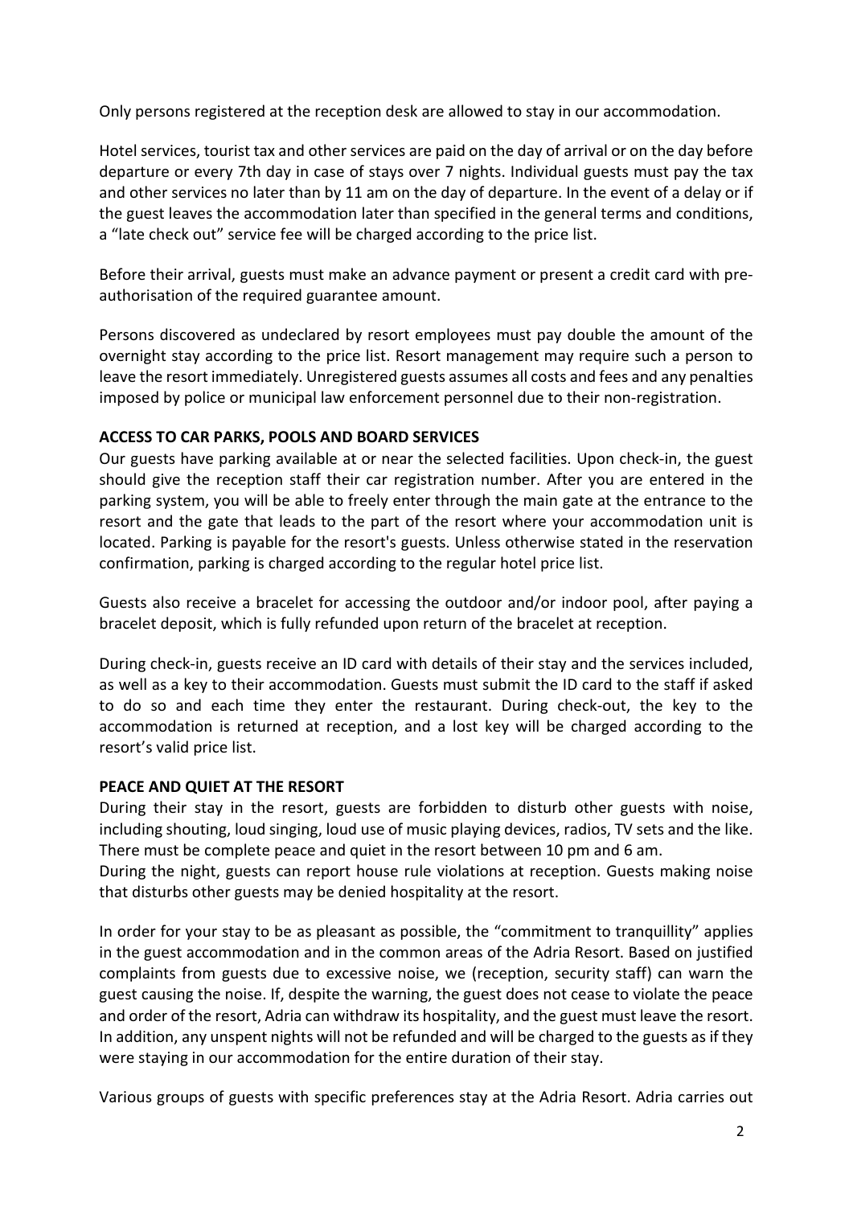Only persons registered at the reception desk are allowed to stay in our accommodation.

Hotel services, tourist tax and other services are paid on the day of arrival or on the day before departure or every 7th day in case of stays over 7 nights. Individual guests must pay the tax and other services no later than by 11 am on the day of departure. In the event of a delay or if the guest leaves the accommodation later than specified in the general terms and conditions, a "late check out" service fee will be charged according to the price list.

Before their arrival, guests must make an advance payment or present a credit card with pre-authorisation of the required guarantee amount.

Persons discovered as undeclared by resort employees must pay double the amount of the overnight stay according to the price list. Resort management may require such a person to leave the resort immediately. Unregistered guests assumes all costs and fees and any penalties imposed by police or municipal law enforcement personnel due to their non-registration.

**ACCESS TO CAR PARKS, POOLS AND BOARD SERVICES**

Our guests have parking available at or near the selected facilities. Upon check-in, the guest should give the reception staff their car registration number. After you are entered in the parking system, you will be able to freely enter through the main gate at the entrance to the resort and the gate that leads to the part of the resort where your accommodation unit is located. Parking is payable for the resort's guests. Unless otherwise stated in the reservation confirmation, parking is charged according to the regular hotel price list.

Guests also receive a bracelet for accessing the outdoor and/or indoor pool, after paying a bracelet deposit, which is fully refunded upon return of the bracelet at reception.

During check-in, guests receive an ID card with details of their stay and the services included, as well as a key to their accommodation. Guests must submit the ID card to the staff if asked to do so and each time they enter the restaurant. During check-out, the key to the accommodation is returned at reception, and a lost key will be charged according to the resort's valid price list.

**PEACE AND QUIET AT THE RESORT**

During their stay in the resort, guests are forbidden to disturb other guests with noise, including shouting, loud singing, loud use of music playing devices, radios, TV sets and the like. There must be complete peace and quiet in the resort between 10 pm and 6 am.

During the night, guests can report house rule violations at reception. Guests making noise that disturbs other guests may be denied hospitality at the resort.

In order for your stay to be as pleasant as possible, the "commitment to tranquillity" applies in the guest accommodation and in the common areas of the Adria Resort. Based on justified complaints from guests due to excessive noise, we (reception, security staff) can warn the guest causing the noise. If, despite the warning, the guest does not cease to violate the peace and order of the resort, Adria can withdraw its hospitality, and the guest must leave the resort. In addition, any unspent nights will not be refunded and will be charged to the guests as if they were staying in our accommodation for the entire duration of their stay.

Various groups of guests with specific preferences stay at the Adria Resort. Adria carries out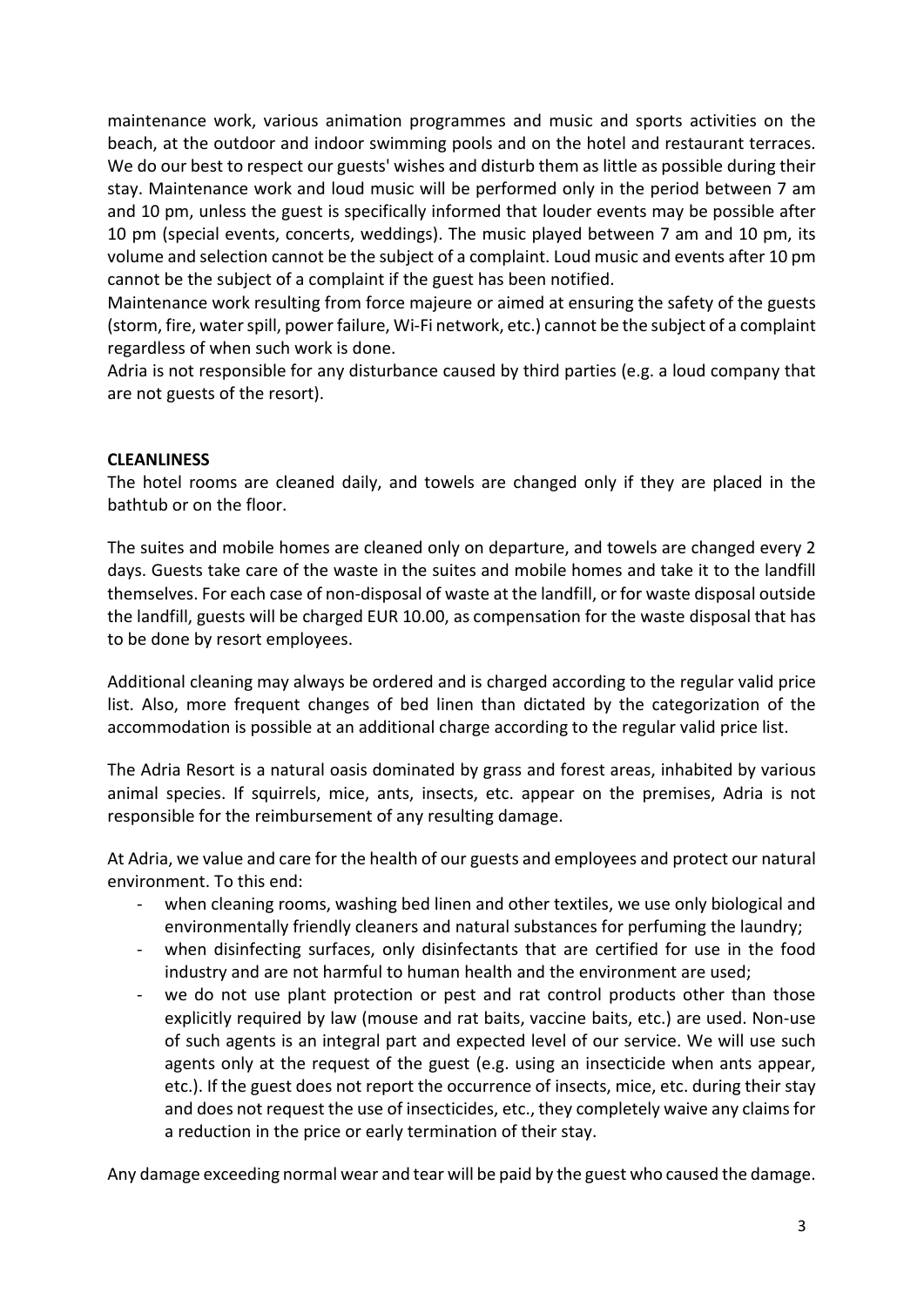maintenance work, various animation programmes and music and sports activities on the beach, at the outdoor and indoor swimming pools and on the hotel and restaurant terraces. We do our best to respect our guests' wishes and disturb them as little as possible during their stay. Maintenance work and loud music will be performed only in the period between 7 am and 10 pm, unless the guest is specifically informed that louder events may be possible after 10 pm (special events, concerts, weddings). The music played between 7 am and 10 pm, its volume and selection cannot be the subject of a complaint. Loud music and events after 10 pm cannot be the subject of a complaint if the guest has been notified.
Maintenance work resulting from force majeure or aimed at ensuring the safety of the guests (storm, fire, water spill, power failure, Wi-Fi network, etc.) cannot be the subject of a complaint regardless of when such work is done.
Adria is not responsible for any disturbance caused by third parties (e.g. a loud company that are not guests of the resort).

**CLEANLINESS**

The hotel rooms are cleaned daily, and towels are changed only if they are placed in the bathtub or on the floor.

The suites and mobile homes are cleaned only on departure, and towels are changed every 2 days. Guests take care of the waste in the suites and mobile homes and take it to the landfill themselves. For each case of non-disposal of waste at the landfill, or for waste disposal outside the landfill, guests will be charged EUR 10.00, as compensation for the waste disposal that has to be done by resort employees.

Additional cleaning may always be ordered and is charged according to the regular valid price list. Also, more frequent changes of bed linen than dictated by the categorization of the accommodation is possible at an additional charge according to the regular valid price list.

The Adria Resort is a natural oasis dominated by grass and forest areas, inhabited by various animal species. If squirrels, mice, ants, insects, etc. appear on the premises, Adria is not responsible for the reimbursement of any resulting damage.

At Adria, we value and care for the health of our guests and employees and protect our natural environment. To this end:

- when cleaning rooms, washing bed linen and other textiles, we use only biological and environmentally friendly cleaners and natural substances for perfuming the laundry;
- when disinfecting surfaces, only disinfectants that are certified for use in the food industry and are not harmful to human health and the environment are used;
- we do not use plant protection or pest and rat control products other than those explicitly required by law (mouse and rat baits, vaccine baits, etc.) are used. Non-use of such agents is an integral part and expected level of our service. We will use such agents only at the request of the guest (e.g. using an insecticide when ants appear, etc.). If the guest does not report the occurrence of insects, mice, etc. during their stay and does not request the use of insecticides, etc., they completely waive any claims for a reduction in the price or early termination of their stay.

Any damage exceeding normal wear and tear will be paid by the guest who caused the damage.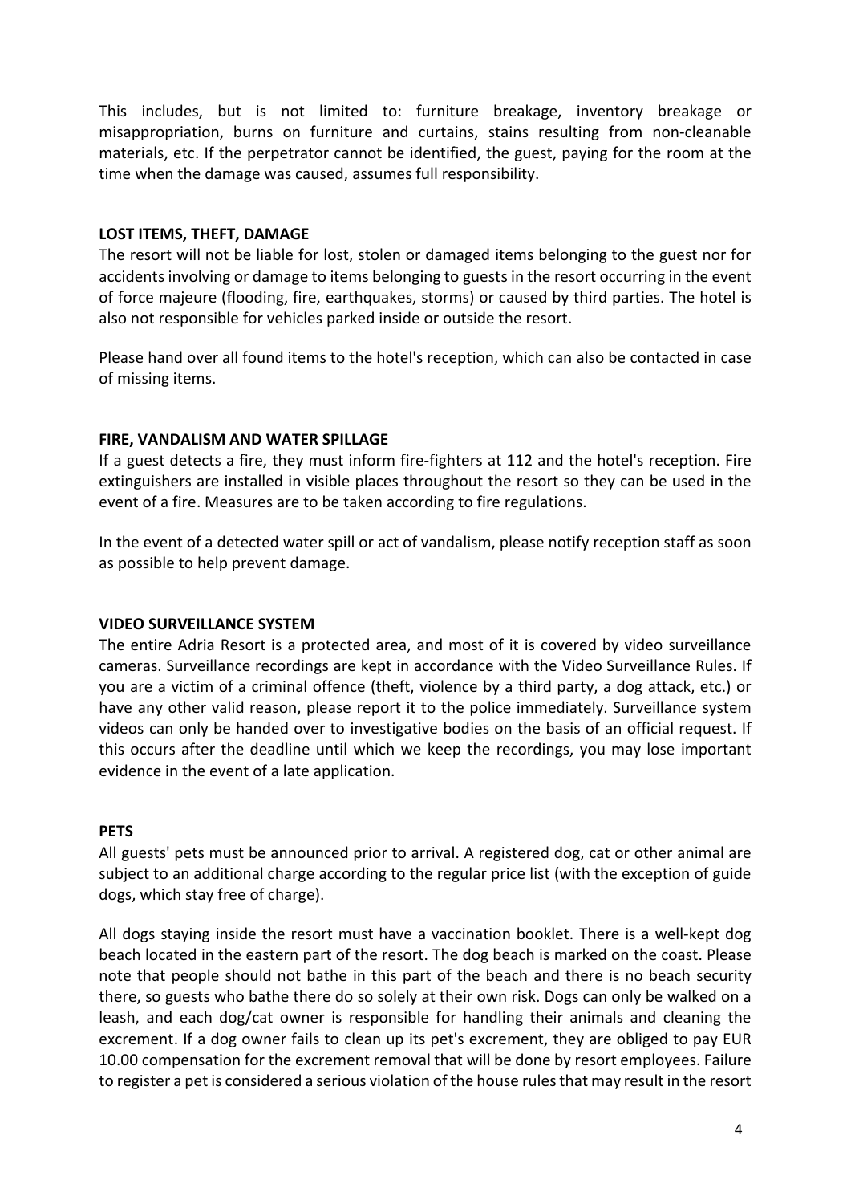This includes, but is not limited to: furniture breakage, inventory breakage or misappropriation, burns on furniture and curtains, stains resulting from non-cleanable materials, etc. If the perpetrator cannot be identified, the guest, paying for the room at the time when the damage was caused, assumes full responsibility.

**LOST ITEMS, THEFT, DAMAGE**

The resort will not be liable for lost, stolen or damaged items belonging to the guest nor for accidents involving or damage to items belonging to guests in the resort occurring in the event of force majeure (flooding, fire, earthquakes, storms) or caused by third parties. The hotel is also not responsible for vehicles parked inside or outside the resort.

Please hand over all found items to the hotel's reception, which can also be contacted in case of missing items.

**FIRE, VANDALISM AND WATER SPILLAGE**

If a guest detects a fire, they must inform fire-fighters at 112 and the hotel's reception. Fire extinguishers are installed in visible places throughout the resort so they can be used in the event of a fire. Measures are to be taken according to fire regulations.

In the event of a detected water spill or act of vandalism, please notify reception staff as soon as possible to help prevent damage.

**VIDEO SURVEILLANCE SYSTEM**

The entire Adria Resort is a protected area, and most of it is covered by video surveillance cameras. Surveillance recordings are kept in accordance with the Video Surveillance Rules. If you are a victim of a criminal offence (theft, violence by a third party, a dog attack, etc.) or have any other valid reason, please report it to the police immediately. Surveillance system videos can only be handed over to investigative bodies on the basis of an official request. If this occurs after the deadline until which we keep the recordings, you may lose important evidence in the event of a late application.

**PETS**

All guests' pets must be announced prior to arrival. A registered dog, cat or other animal are subject to an additional charge according to the regular price list (with the exception of guide dogs, which stay free of charge).

All dogs staying inside the resort must have a vaccination booklet. There is a well-kept dog beach located in the eastern part of the resort. The dog beach is marked on the coast. Please note that people should not bathe in this part of the beach and there is no beach security there, so guests who bathe there do so solely at their own risk. Dogs can only be walked on a leash, and each dog/cat owner is responsible for handling their animals and cleaning the excrement. If a dog owner fails to clean up its pet's excrement, they are obliged to pay EUR 10.00 compensation for the excrement removal that will be done by resort employees. Failure to register a pet is considered a serious violation of the house rules that may result in the resort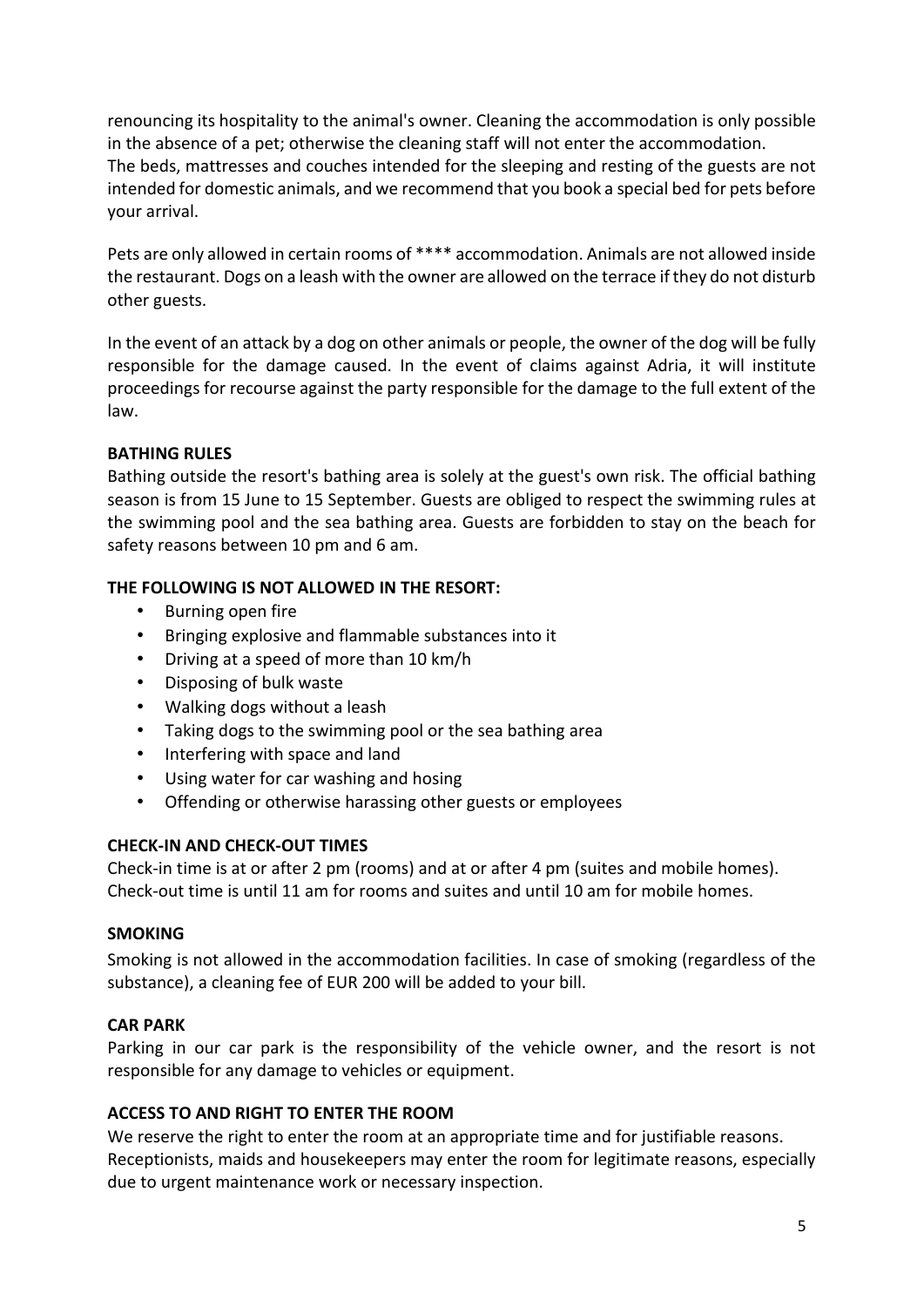renouncing its hospitality to the animal's owner. Cleaning the accommodation is only possible in the absence of a pet; otherwise the cleaning staff will not enter the accommodation.
The beds, mattresses and couches intended for the sleeping and resting of the guests are not intended for domestic animals, and we recommend that you book a special bed for pets before your arrival.

Pets are only allowed in certain rooms of **** accommodation. Animals are not allowed inside the restaurant. Dogs on a leash with the owner are allowed on the terrace if they do not disturb other guests.

In the event of an attack by a dog on other animals or people, the owner of the dog will be fully responsible for the damage caused. In the event of claims against Adria, it will institute proceedings for recourse against the party responsible for the damage to the full extent of the law.

**BATHING RULES**

Bathing outside the resort's bathing area is solely at the guest's own risk. The official bathing season is from 15 June to 15 September. Guests are obliged to respect the swimming rules at the swimming pool and the sea bathing area. Guests are forbidden to stay on the beach for safety reasons between 10 pm and 6 am.

**THE FOLLOWING IS NOT ALLOWED IN THE RESORT:**

- Burning open fire
- Bringing explosive and flammable substances into it
- Driving at a speed of more than 10 km/h
- Disposing of bulk waste
- Walking dogs without a leash
- Taking dogs to the swimming pool or the sea bathing area
- Interfering with space and land
- Using water for car washing and hosing
- Offending or otherwise harassing other guests or employees

**CHECK-IN AND CHECK-OUT TIMES**

Check-in time is at or after 2 pm (rooms) and at or after 4 pm (suites and mobile homes). Check-out time is until 11 am for rooms and suites and until 10 am for mobile homes.

**SMOKING**

Smoking is not allowed in the accommodation facilities. In case of smoking (regardless of the substance), a cleaning fee of EUR 200 will be added to your bill.

**CAR PARK**

Parking in our car park is the responsibility of the vehicle owner, and the resort is not responsible for any damage to vehicles or equipment.

**ACCESS TO AND RIGHT TO ENTER THE ROOM**

We reserve the right to enter the room at an appropriate time and for justifiable reasons.
Receptionists, maids and housekeepers may enter the room for legitimate reasons, especially due to urgent maintenance work or necessary inspection.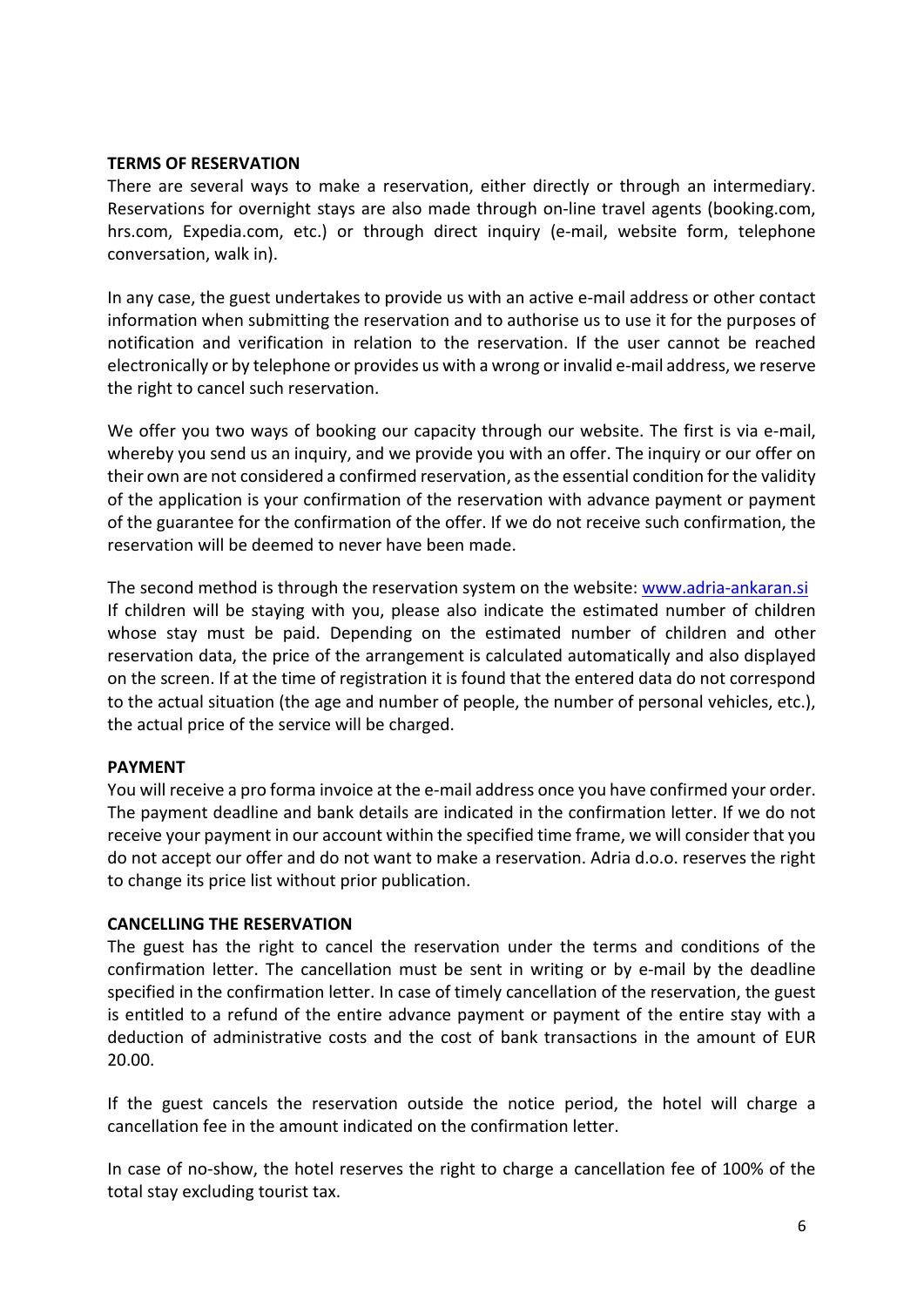## TERMS OF RESERVATION

There are several ways to make a reservation, either directly or through an intermediary. Reservations for overnight stays are also made through on-line travel agents (booking.com, hrs.com, Expedia.com, etc.) or through direct inquiry (e-mail, website form, telephone conversation, walk in).

In any case, the guest undertakes to provide us with an active e-mail address or other contact information when submitting the reservation and to authorise us to use it for the purposes of notification and verification in relation to the reservation. If the user cannot be reached electronically or by telephone or provides us with a wrong or invalid e-mail address, we reserve the right to cancel such reservation.

We offer you two ways of booking our capacity through our website. The first is via e-mail, whereby you send us an inquiry, and we provide you with an offer. The inquiry or our offer on their own are not considered a confirmed reservation, as the essential condition for the validity of the application is your confirmation of the reservation with advance payment or payment of the guarantee for the confirmation of the offer. If we do not receive such confirmation, the reservation will be deemed to never have been made.

The second method is through the reservation system on the website: [www.adria-ankaran.si](http://www.adria-ankaran.si)
If children will be staying with you, please also indicate the estimated number of children whose stay must be paid. Depending on the estimated number of children and other reservation data, the price of the arrangement is calculated automatically and also displayed on the screen. If at the time of registration it is found that the entered data do not correspond to the actual situation (the age and number of people, the number of personal vehicles, etc.), the actual price of the service will be charged.

## PAYMENT

You will receive a pro forma invoice at the e-mail address once you have confirmed your order. The payment deadline and bank details are indicated in the confirmation letter. If we do not receive your payment in our account within the specified time frame, we will consider that you do not accept our offer and do not want to make a reservation. Adria d.o.o. reserves the right to change its price list without prior publication.

## CANCELLING THE RESERVATION

The guest has the right to cancel the reservation under the terms and conditions of the confirmation letter. The cancellation must be sent in writing or by e-mail by the deadline specified in the confirmation letter. In case of timely cancellation of the reservation, the guest is entitled to a refund of the entire advance payment or payment of the entire stay with a deduction of administrative costs and the cost of bank transactions in the amount of EUR 20.00.

If the guest cancels the reservation outside the notice period, the hotel will charge a cancellation fee in the amount indicated on the confirmation letter.

In case of no-show, the hotel reserves the right to charge a cancellation fee of 100% of the total stay excluding tourist tax.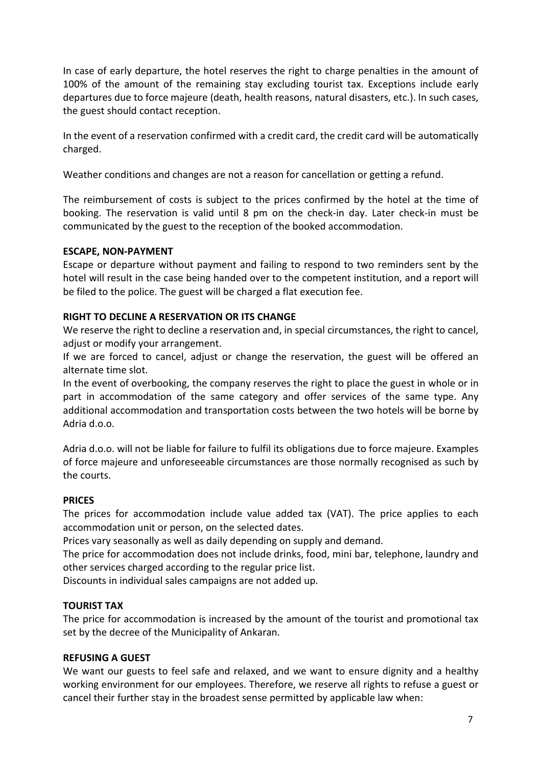In case of early departure, the hotel reserves the right to charge penalties in the amount of 100% of the amount of the remaining stay excluding tourist tax. Exceptions include early departures due to force majeure (death, health reasons, natural disasters, etc.). In such cases, the guest should contact reception.

In the event of a reservation confirmed with a credit card, the credit card will be automatically charged.

Weather conditions and changes are not a reason for cancellation or getting a refund.

The reimbursement of costs is subject to the prices confirmed by the hotel at the time of booking. The reservation is valid until 8 pm on the check-in day. Later check-in must be communicated by the guest to the reception of the booked accommodation.

**ESCAPE, NON-PAYMENT**

Escape or departure without payment and failing to respond to two reminders sent by the hotel will result in the case being handed over to the competent institution, and a report will be filed to the police. The guest will be charged a flat execution fee.

**RIGHT TO DECLINE A RESERVATION OR ITS CHANGE**

We reserve the right to decline a reservation and, in special circumstances, the right to cancel, adjust or modify your arrangement.

If we are forced to cancel, adjust or change the reservation, the guest will be offered an alternate time slot.

In the event of overbooking, the company reserves the right to place the guest in whole or in part in accommodation of the same category and offer services of the same type. Any additional accommodation and transportation costs between the two hotels will be borne by Adria d.o.o.

Adria d.o.o. will not be liable for failure to fulfil its obligations due to force majeure. Examples of force majeure and unforeseeable circumstances are those normally recognised as such by the courts.

**PRICES**

The prices for accommodation include value added tax (VAT). The price applies to each accommodation unit or person, on the selected dates.

Prices vary seasonally as well as daily depending on supply and demand.

The price for accommodation does not include drinks, food, mini bar, telephone, laundry and other services charged according to the regular price list.

Discounts in individual sales campaigns are not added up.

**TOURIST TAX**

The price for accommodation is increased by the amount of the tourist and promotional tax set by the decree of the Municipality of Ankaran.

**REFUSING A GUEST**

We want our guests to feel safe and relaxed, and we want to ensure dignity and a healthy working environment for our employees. Therefore, we reserve all rights to refuse a guest or cancel their further stay in the broadest sense permitted by applicable law when: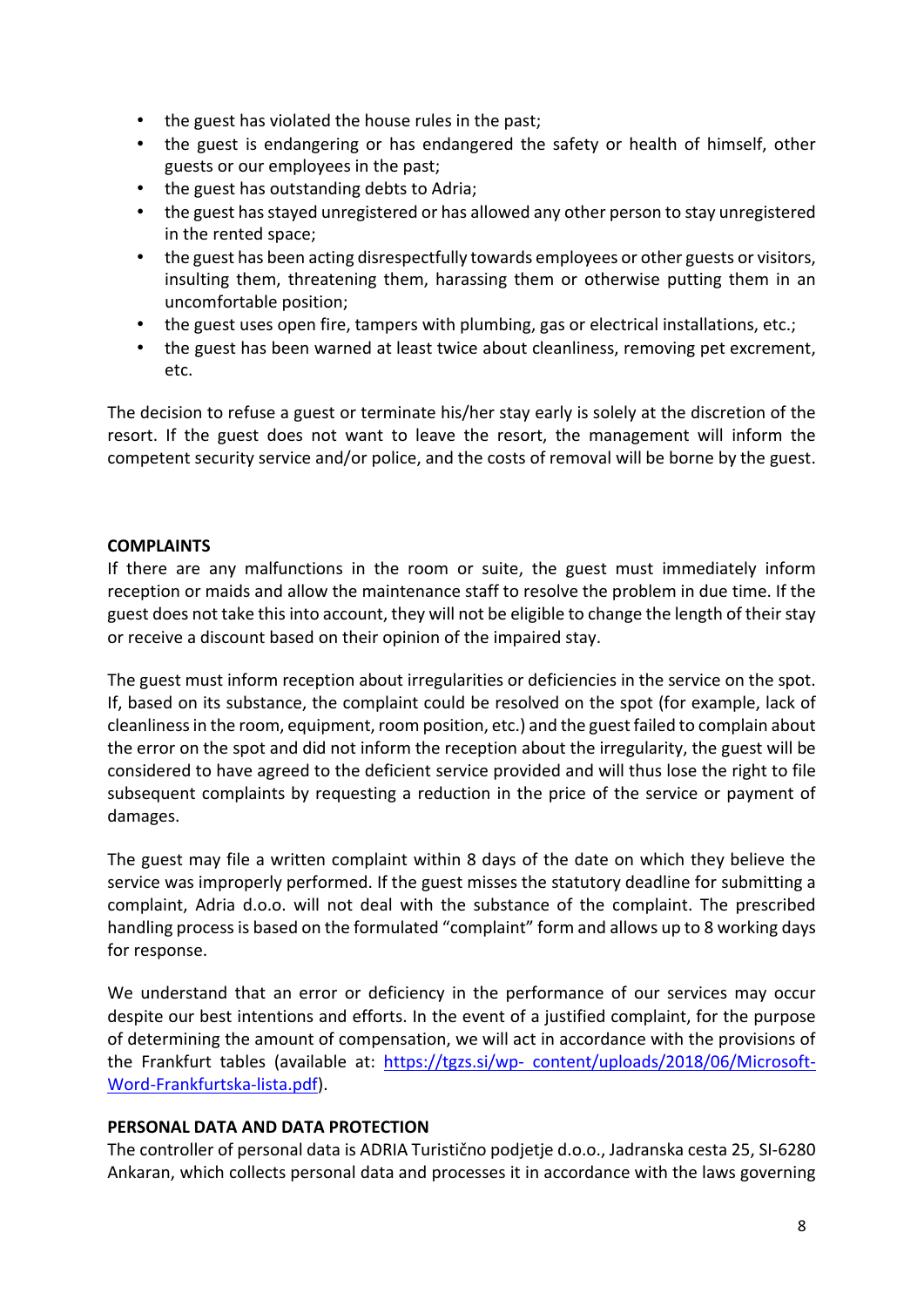- the guest has violated the house rules in the past;
- the guest is endangering or has endangered the safety or health of himself, other guests or our employees in the past;
- the guest has outstanding debts to Adria;
- the guest has stayed unregistered or has allowed any other person to stay unregistered in the rented space;
- the guest has been acting disrespectfully towards employees or other guests or visitors, insulting them, threatening them, harassing them or otherwise putting them in an uncomfortable position;
- the guest uses open fire, tampers with plumbing, gas or electrical installations, etc.;
- the guest has been warned at least twice about cleanliness, removing pet excrement, etc.

The decision to refuse a guest or terminate his/her stay early is solely at the discretion of the resort. If the guest does not want to leave the resort, the management will inform the competent security service and/or police, and the costs of removal will be borne by the guest.

**COMPLAINTS**

If there are any malfunctions in the room or suite, the guest must immediately inform reception or maids and allow the maintenance staff to resolve the problem in due time. If the guest does not take this into account, they will not be eligible to change the length of their stay or receive a discount based on their opinion of the impaired stay.

The guest must inform reception about irregularities or deficiencies in the service on the spot. If, based on its substance, the complaint could be resolved on the spot (for example, lack of cleanliness in the room, equipment, room position, etc.) and the guest failed to complain about the error on the spot and did not inform the reception about the irregularity, the guest will be considered to have agreed to the deficient service provided and will thus lose the right to file subsequent complaints by requesting a reduction in the price of the service or payment of damages.

The guest may file a written complaint within 8 days of the date on which they believe the service was improperly performed. If the guest misses the statutory deadline for submitting a complaint, Adria d.o.o. will not deal with the substance of the complaint. The prescribed handling process is based on the formulated "complaint" form and allows up to 8 working days for response.

We understand that an error or deficiency in the performance of our services may occur despite our best intentions and efforts. In the event of a justified complaint, for the purpose of determining the amount of compensation, we will act in accordance with the provisions of the Frankfurt tables (available at: [https://tgzs.si/wp- content/uploads/2018/06/Microsoft-Word-Frankfurtska-lista.pdf](https://tgzs.si/wp-content/uploads/2018/06/Microsoft-Word-Frankfurtska-lista.pdf)).

**PERSONAL DATA AND DATA PROTECTION**

The controller of personal data is ADRIA Turistično podjetje d.o.o., Jadranska cesta 25, SI-6280 Ankaran, which collects personal data and processes it in accordance with the laws governing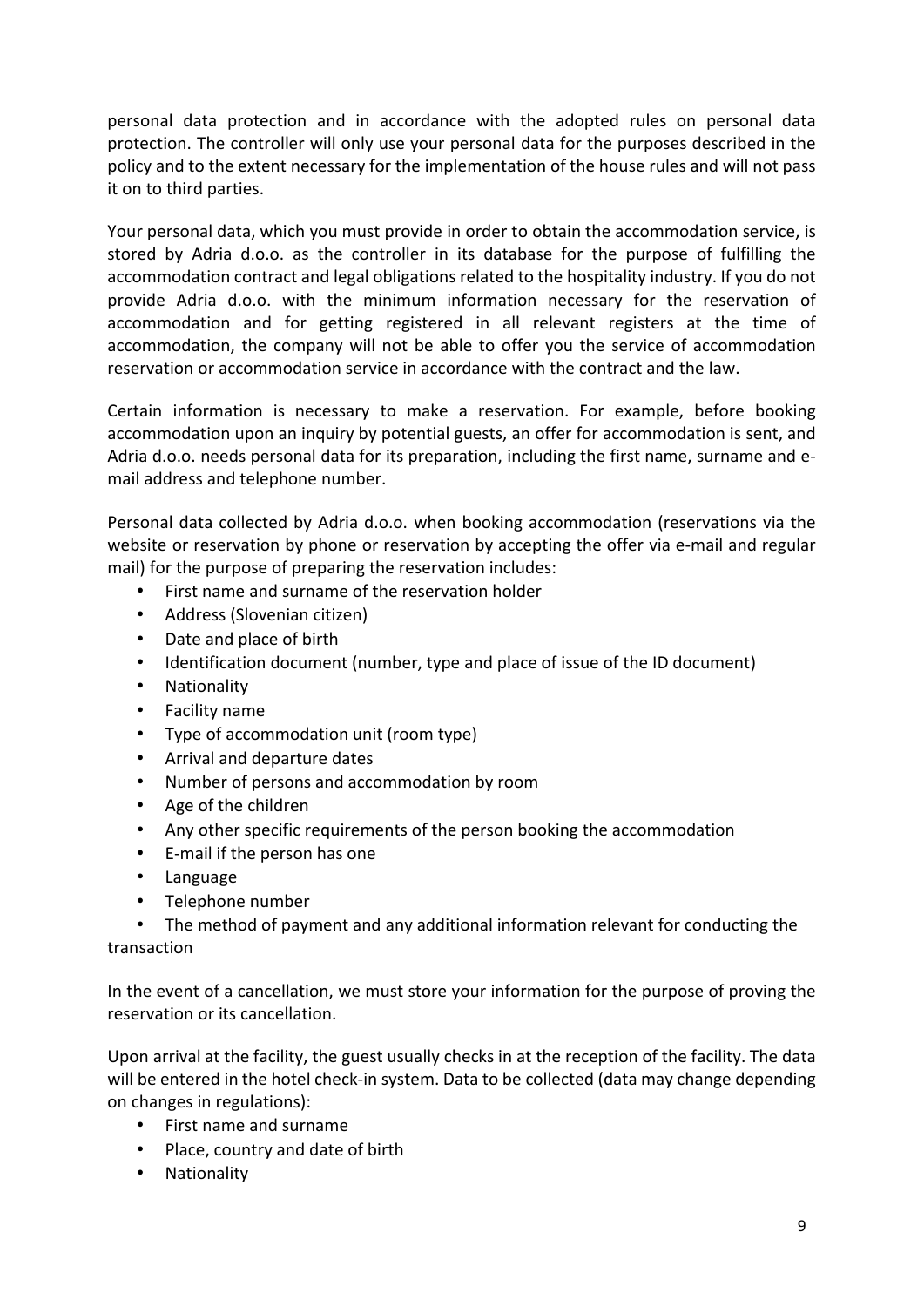personal data protection and in accordance with the adopted rules on personal data protection. The controller will only use your personal data for the purposes described in the policy and to the extent necessary for the implementation of the house rules and will not pass it on to third parties.

Your personal data, which you must provide in order to obtain the accommodation service, is stored by Adria d.o.o. as the controller in its database for the purpose of fulfilling the accommodation contract and legal obligations related to the hospitality industry. If you do not provide Adria d.o.o. with the minimum information necessary for the reservation of accommodation and for getting registered in all relevant registers at the time of accommodation, the company will not be able to offer you the service of accommodation reservation or accommodation service in accordance with the contract and the law.

Certain information is necessary to make a reservation. For example, before booking accommodation upon an inquiry by potential guests, an offer for accommodation is sent, and Adria d.o.o. needs personal data for its preparation, including the first name, surname and e-mail address and telephone number.

Personal data collected by Adria d.o.o. when booking accommodation (reservations via the website or reservation by phone or reservation by accepting the offer via e-mail and regular mail) for the purpose of preparing the reservation includes:

- First name and surname of the reservation holder
- Address (Slovenian citizen)
- Date and place of birth
- Identification document (number, type and place of issue of the ID document)
- Nationality
- Facility name
- Type of accommodation unit (room type)
- Arrival and departure dates
- Number of persons and accommodation by room
- Age of the children
- Any other specific requirements of the person booking the accommodation
- E-mail if the person has one
- Language
- Telephone number
- The method of payment and any additional information relevant for conducting the transaction

In the event of a cancellation, we must store your information for the purpose of proving the reservation or its cancellation.

Upon arrival at the facility, the guest usually checks in at the reception of the facility. The data will be entered in the hotel check-in system. Data to be collected (data may change depending on changes in regulations):

- First name and surname
- Place, country and date of birth
- Nationality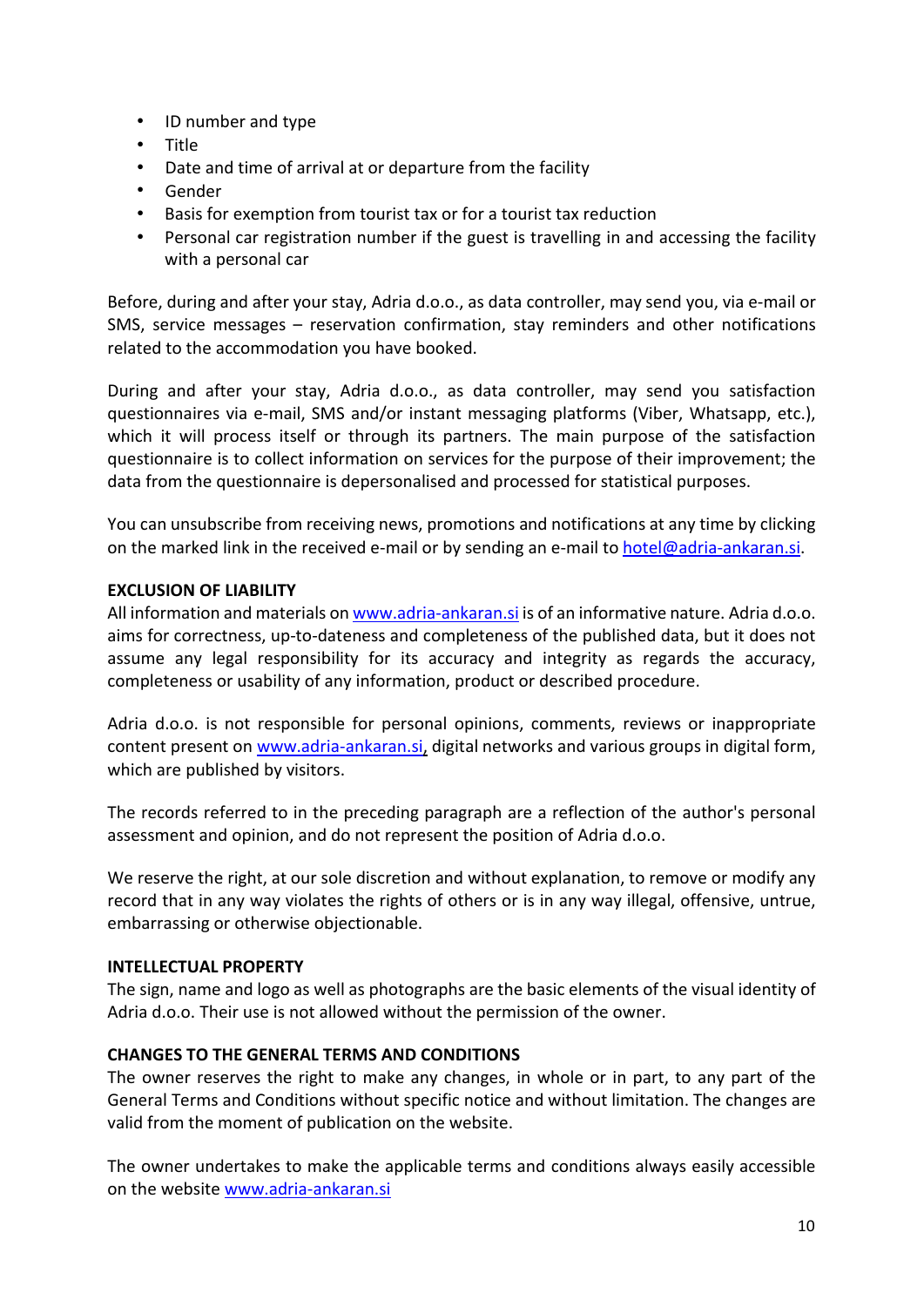- ID number and type
- Title
- Date and time of arrival at or departure from the facility
- Gender
- Basis for exemption from tourist tax or for a tourist tax reduction
- Personal car registration number if the guest is travelling in and accessing the facility with a personal car

Before, during and after your stay, Adria d.o.o., as data controller, may send you, via e-mail or SMS, service messages – reservation confirmation, stay reminders and other notifications related to the accommodation you have booked.

During and after your stay, Adria d.o.o., as data controller, may send you satisfaction questionnaires via e-mail, SMS and/or instant messaging platforms (Viber, Whatsapp, etc.), which it will process itself or through its partners. The main purpose of the satisfaction questionnaire is to collect information on services for the purpose of their improvement; the data from the questionnaire is depersonalised and processed for statistical purposes.

You can unsubscribe from receiving news, promotions and notifications at any time by clicking on the marked link in the received e-mail or by sending an e-mail to hotel@adria-ankaran.si.

**EXCLUSION OF LIABILITY**

All information and materials on www.adria-ankaran.si is of an informative nature. Adria d.o.o. aims for correctness, up-to-dateness and completeness of the published data, but it does not assume any legal responsibility for its accuracy and integrity as regards the accuracy, completeness or usability of any information, product or described procedure.

Adria d.o.o. is not responsible for personal opinions, comments, reviews or inappropriate content present on www.adria-ankaran.si, digital networks and various groups in digital form, which are published by visitors.

The records referred to in the preceding paragraph are a reflection of the author's personal assessment and opinion, and do not represent the position of Adria d.o.o.

We reserve the right, at our sole discretion and without explanation, to remove or modify any record that in any way violates the rights of others or is in any way illegal, offensive, untrue, embarrassing or otherwise objectionable.

**INTELLECTUAL PROPERTY**

The sign, name and logo as well as photographs are the basic elements of the visual identity of Adria d.o.o. Their use is not allowed without the permission of the owner.

**CHANGES TO THE GENERAL TERMS AND CONDITIONS**

The owner reserves the right to make any changes, in whole or in part, to any part of the General Terms and Conditions without specific notice and without limitation. The changes are valid from the moment of publication on the website.

The owner undertakes to make the applicable terms and conditions always easily accessible on the website www.adria-ankaran.si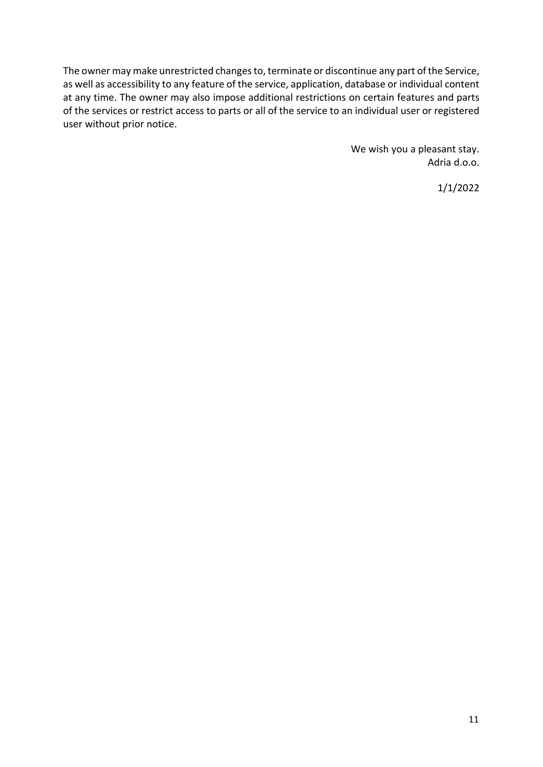The owner may make unrestricted changes to, terminate or discontinue any part of the Service, as well as accessibility to any feature of the service, application, database or individual content at any time. The owner may also impose additional restrictions on certain features and parts of the services or restrict access to parts or all of the service to an individual user or registered user without prior notice.

We wish you a pleasant stay.
Adria d.o.o.

1/1/2022